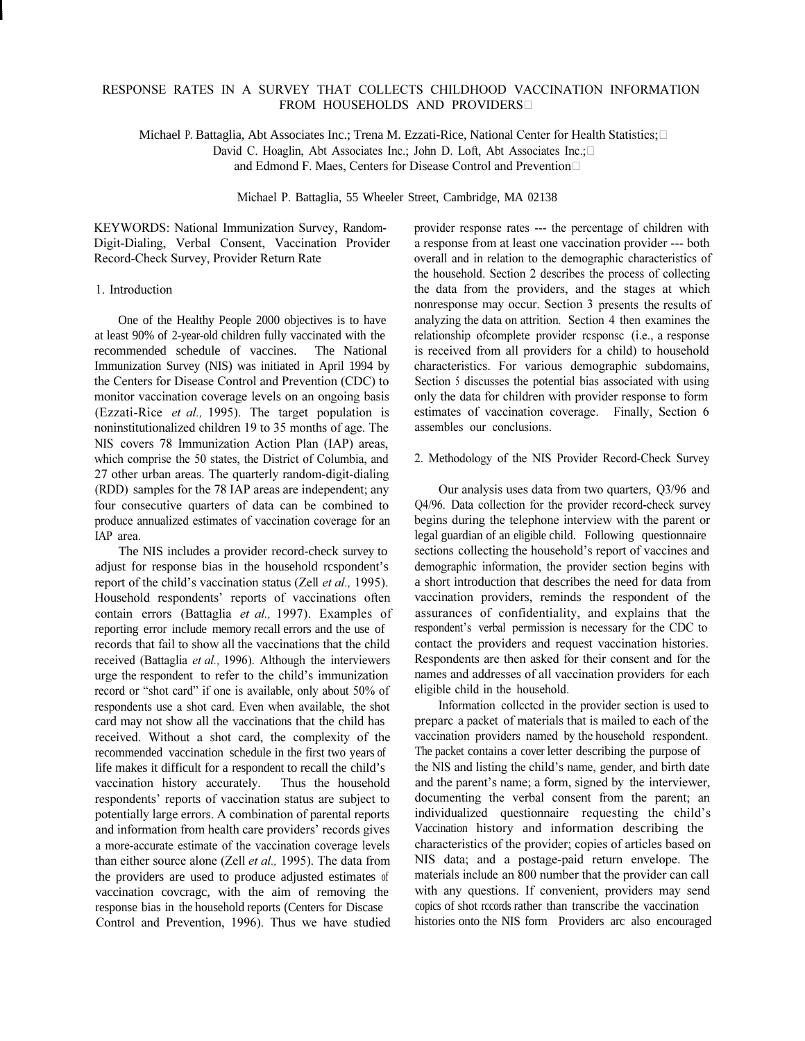# RESPONSE RATES IN A SURVEY THAT COLLECTS CHILDHOOD VACCINATION INFORMATION FROM HOUSEHOLDS AND PROVIDERS

Michael P. Battaglia, Abt Associates Inc.; Trena M. Ezzati-Rice, National Center for Health Statistics; David C. Hoaglin, Abt Associates Inc.; John D. Loft, Abt Associates Inc.; and Edmond F. Maes, Centers for Disease Control and Prevention

Michael P. Battaglia, 55 Wheeler Street, Cambridge, MA 02138

KEYWORDS: National Immunization Survey, Random-Digit-Dialing, Verbal Consent, Vaccination Provider Record-Check Survey, Provider Return Rate

## 1. Introduction

One of the Healthy People 2000 objectives is to have at least 90% of 2-year-old children fully vaccinated with the recommended schedule of vaccines. The National Immunization Survey (NIS) was initiated in April 1994 by the Centers for Disease Control and Prevention (CDC) to monitor vaccination coverage levels on an ongoing basis (Ezzati-Rice *et al.,* 1995). The target population is noninstitutionalized children 19 to 35 months of age. The NIS covers 78 Immunization Action Plan (IAP) areas, which comprise the 50 states, the District of Columbia, and 27 other urban areas. The quarterly random-digit-dialing (RDD) samples for the 78 IAP areas are independent; any four consecutive quarters of data can be combined to produce annualized estimates of vaccination coverage for an IAP area.

The NIS includes a provider record-check survey to adjust for response bias in the household rcspondent's report of the child's vaccination status (Zell *et al.,* 1995). Household respondents' reports of vaccinations often contain errors (Battaglia *et al.,* 1997). Examples of reporting error include memory recall errors and the use of records that fail to show all the vaccinations that the child received (Battaglia *et al.,* 1996). Although the interviewers urge the respondent to refer to the child's immunization record or "shot card" if one is available, only about 50% of respondents use a shot card. Even when available, the shot card may not show all the vaccinations that the child has received. Without a shot card, the complexity of the recommended vaccination schedule in the first two years of life makes it difficult for a respondent to recall the child's vaccination history accurately. Thus the household respondents' reports of vaccination status are subject to potentially large errors. A combination of parental reports and information from health care providers' records gives a more-accurate estimate of the vaccination coverage levels than either source alone (Zell *et al.,* 1995). The data from the providers are used to produce adjusted estimates of vaccination covcragc, with the aim of removing the response bias in the household reports (Centers for Discase Control and Prevention, 1996). Thus we have studied provider response rates --- the percentage of children with a response from at least one vaccination provider --- both overall and in relation to the demographic characteristics of the household. Section 2 describes the process of collecting the data from the providers, and the stages at which nonresponse may occur. Section 3 presents the results of analyzing the data on attrition. Section 4 then examines the relationship ofcomplete provider rcsponsc (i.e., a response is received from all providers for a child) to household characteristics. For various demographic subdomains, Section 5 discusses the potential bias associated with using only the data for children with provider response to form estimates of vaccination coverage. Finally, Section 6 assembles our conclusions.

## 2. Methodology of the NIS Provider Record-Check Survey

Our analysis uses data from two quarters, Q3/96 and Q4/96. Data collection for the provider record-check survey begins during the telephone interview with the parent or legal guardian of an eligible child. Following questionnaire sections collecting the household's report of vaccines and demographic information, the provider section begins with a short introduction that describes the need for data from vaccination providers, reminds the respondent of the assurances of confidentiality, and explains that the respondent's verbal permission is necessary for the CDC to contact the providers and request vaccination histories. Respondents are then asked for their consent and for the names and addresses of all vaccination providers for each eligible child in the household.

Information collcctcd in the provider section is used to preparc a packet of materials that is mailed to each of the vaccination providers named by the household respondent. The packet contains a cover letter describing the purpose of the NIS and listing the child's name, gender, and birth date and the parent's name; a form, signed by the interviewer, documenting the verbal consent from the parent; an individualized questionnaire requesting the child's Vaccination history and information describing the characteristics of the provider; copies of articles based on NIS data; and a postage-paid return envelope. The materials include an 800 number that the provider can call with any questions. If convenient, providers may send copics of shot rccords rather than transcribe the vaccination histories onto the NIS form Providers arc also encouraged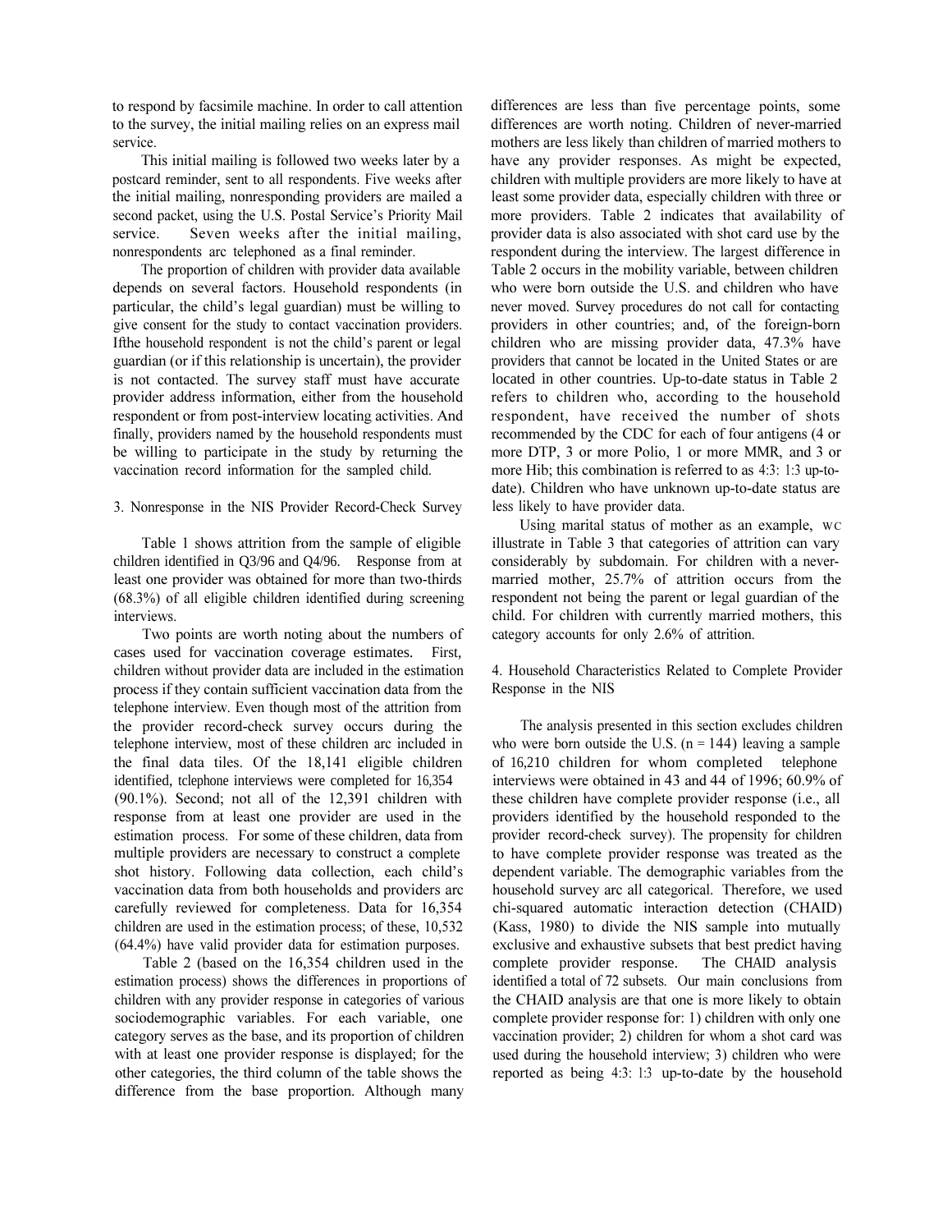to respond by facsimile machine. In order to call attention to the survey, the initial mailing relies on an express mail service.

This initial mailing is followed two weeks later by a postcard reminder, sent to all respondents. Five weeks after the initial mailing, nonresponding providers are mailed a second packet, using the U.S. Postal Service's Priority Mail service. Seven weeks after the initial mailing, nonrespondents arc telephoned as a final reminder.

The proportion of children with provider data available depends on several factors. Household respondents (in particular, the child's legal guardian) must be willing to give consent for the study to contact vaccination providers. Ifthe household respondent is not the child's parent or legal guardian (or if this relationship is uncertain), the provider is not contacted. The survey staff must have accurate provider address information, either from the household respondent or from post-interview locating activities. And finally, providers named by the household respondents must be willing to participate in the study by returning the vaccination record information for the sampled child.

## 3. Nonresponse in the NIS Provider Record-Check Survey

Table 1 shows attrition from the sample of eligible children identified in Q3/96 and Q4/96. Response from at least one provider was obtained for more than two-thirds (68.3%) of all eligible children identified during screening interviews.

Two points are worth noting about the numbers of cases used for vaccination coverage estimates. First, children without provider data are included in the estimation process if they contain sufficient vaccination data from the telephone interview. Even though most of the attrition from the provider record-check survey occurs during the telephone interview, most of these children arc included in the final data tiles. Of the 18,141 eligible children identified, tclephone interviews were completed for 16,354 (90.1%). Second; not all of the 12,391 children with response from at least one provider are used in the estimation process. For some of these children, data from multiple providers are necessary to construct a complete shot history. Following data collection, each child's vaccination data from both households and providers arc carefully reviewed for completeness. Data for 16,354 children are used in the estimation process; of these, 10,532 (64.4%) have valid provider data for estimation purposes.

Table 2 (based on the 16,354 children used in the estimation process) shows the differences in proportions of children with any provider response in categories of various sociodemographic variables. For each variable, one category serves as the base, and its proportion of children with at least one provider response is displayed; for the other categories, the third column of the table shows the difference from the base proportion. Although many differences are less than five percentage points, some differences are worth noting. Children of never-married mothers are less likely than children of married mothers to have any provider responses. As might be expected, children with multiple providers are more likely to have at least some provider data, especially children with three or more providers. Table 2 indicates that availability of provider data is also associated with shot card use by the respondent during the interview. The largest difference in Table 2 occurs in the mobility variable, between children who were born outside the U.S. and children who have never moved. Survey procedures do not call for contacting providers in other countries; and, of the foreign-born children who are missing provider data, 47.3% have providers that cannot be located in the United States or are located in other countries. Up-to-date status in Table 2 refers to children who, according to the household respondent, have received the number of shots recommended by the CDC for each of four antigens (4 or more DTP, 3 or more Polio, 1 or more MMR, and 3 or more Hib; this combination is referred to as 4:3: 1:3 up-to-date). Children who have unknown up-to-date status are less likely to have provider data.

Using marital status of mother as an example, wc illustrate in Table 3 that categories of attrition can vary considerably by subdomain. For children with a never-married mother, 25.7% of attrition occurs from the respondent not being the parent or legal guardian of the child. For children with currently married mothers, this category accounts for only 2.6% of attrition.

## 4. Household Characteristics Related to Complete Provider Response in the NIS

The analysis presented in this section excludes children who were born outside the U.S. (n = 144) leaving a sample of 16,210 children for whom completed telephone interviews were obtained in 43 and 44 of 1996; 60.9% of these children have complete provider response (i.e., all providers identified by the household responded to the provider record-check survey). The propensity for children to have complete provider response was treated as the dependent variable. The demographic variables from the household survey arc all categorical. Therefore, we used chi-squared automatic interaction detection (CHAID) (Kass, 1980) to divide the NIS sample into mutually exclusive and exhaustive subsets that best predict having complete provider response. The CHAID analysis identified a total of 72 subsets. Our main conclusions from the CHAID analysis are that one is more likely to obtain complete provider response for: 1) children with only one vaccination provider; 2) children for whom a shot card was used during the household interview; 3) children who were reported as being 4:3: 1:3 up-to-date by the household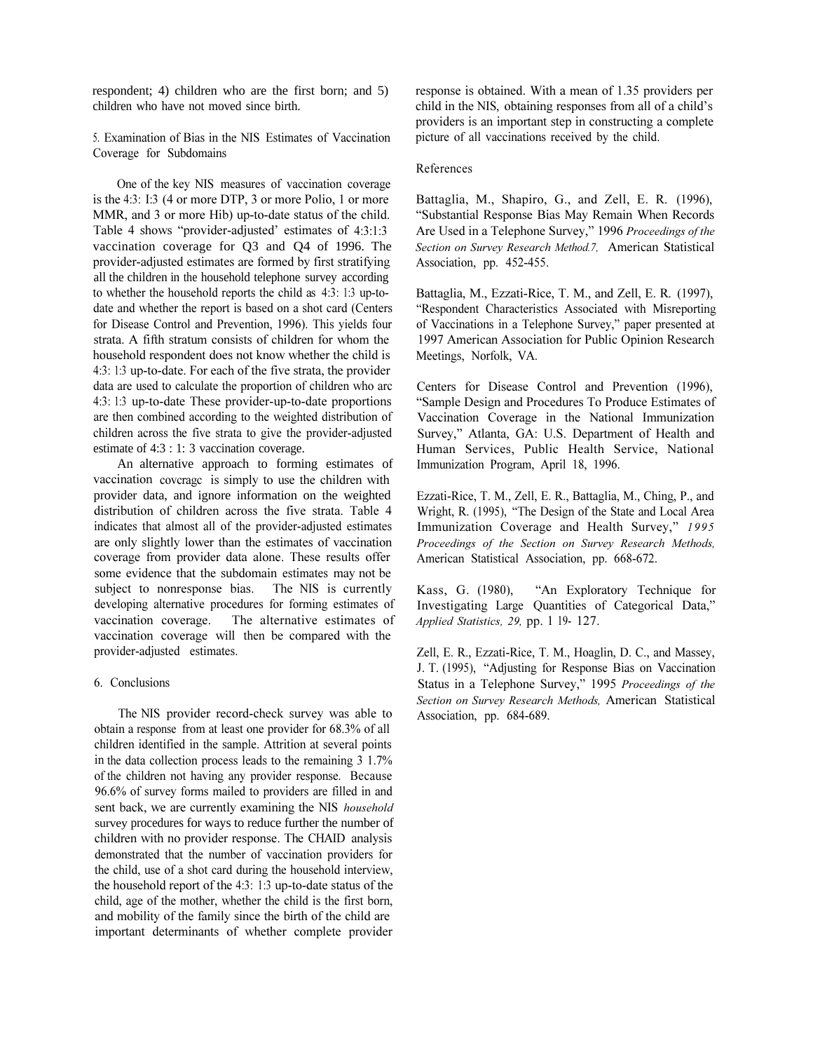respondent; 4) children who are the first born; and 5) children who have not moved since birth.

## 5. Examination of Bias in the NIS Estimates of Vaccination Coverage for Subdomains

One of the key NIS measures of vaccination coverage is the 4:3: I:3 (4 or more DTP, 3 or more Polio, 1 or more MMR, and 3 or more Hib) up-to-date status of the child. Table 4 shows "provider-adjusted' estimates of 4:3:1:3 vaccination coverage for Q3 and Q4 of 1996. The provider-adjusted estimates are formed by first stratifying all the children in the household telephone survey according to whether the household reports the child as 4:3: 1:3 up-to-date and whether the report is based on a shot card (Centers for Disease Control and Prevention, 1996). This yields four strata. A fifth stratum consists of children for whom the household respondent does not know whether the child is 4:3: 1:3 up-to-date. For each of the five strata, the provider data are used to calculate the proportion of children who arc 4:3: 1:3 up-to-date These provider-up-to-date proportions are then combined according to the weighted distribution of children across the five strata to give the provider-adjusted estimate of 4:3 : 1: 3 vaccination coverage.

An alternative approach to forming estimates of vaccination covcragc is simply to use the children with provider data, and ignore information on the weighted distribution of children across the five strata. Table 4 indicates that almost all of the provider-adjusted estimates are only slightly lower than the estimates of vaccination coverage from provider data alone. These results offer some evidence that the subdomain estimates may not be subject to nonresponse bias. The NIS is currently developing alternative procedures for forming estimates of vaccination coverage. The alternative estimates of vaccination coverage will then be compared with the provider-adjusted estimates.

## 6. Conclusions

The NIS provider record-check survey was able to obtain a response from at least one provider for 68.3% of all children identified in the sample. Attrition at several points in the data collection process leads to the remaining 3 1.7% of the children not having any provider response. Because 96.6% of survey forms mailed to providers are filled in and sent back, we are currently examining the NIS *household* survey procedures for ways to reduce further the number of children with no provider response. The CHAID analysis demonstrated that the number of vaccination providers for the child, use of a shot card during the household interview, the household report of the 4:3: 1:3 up-to-date status of the child, age of the mother, whether the child is the first born, and mobility of the family since the birth of the child are important determinants of whether complete provider response is obtained. With a mean of 1.35 providers per child in the NIS, obtaining responses from all of a child's providers is an important step in constructing a complete picture of all vaccinations received by the child.

## References

Battaglia, M., Shapiro, G., and Zell, E. R. (1996), "Substantial Response Bias May Remain When Records Are Used in a Telephone Survey," 1996 *Proceedings of the Section on Survey Research Method.7,* American Statistical Association, pp. 452-455.

Battaglia, M., Ezzati-Rice, T. M., and Zell, E. R. (1997), "Respondent Characteristics Associated with Misreporting of Vaccinations in a Telephone Survey," paper presented at 1997 American Association for Public Opinion Research Meetings, Norfolk, VA.

Centers for Disease Control and Prevention (1996), "Sample Design and Procedures To Produce Estimates of Vaccination Coverage in the National Immunization Survey," Atlanta, GA: U.S. Department of Health and Human Services, Public Health Service, National Immunization Program, April 18, 1996.

Ezzati-Rice, T. M., Zell, E. R., Battaglia, M., Ching, P., and Wright, R. (1995), "The Design of the State and Local Area Immunization Coverage and Health Survey," *1995 Proceedings of the Section on Survey Research Methods,* American Statistical Association, pp. 668-672.

Kass, G. (1980), "An Exploratory Technique for Investigating Large Quantities of Categorical Data," *Applied Statistics, 29,* pp. 1 19- 127.

Zell, E. R., Ezzati-Rice, T. M., Hoaglin, D. C., and Massey, J. T. (1995), "Adjusting for Response Bias on Vaccination Status in a Telephone Survey," 1995 *Proceedings of the Section on Survey Research Methods,* American Statistical Association, pp. 684-689.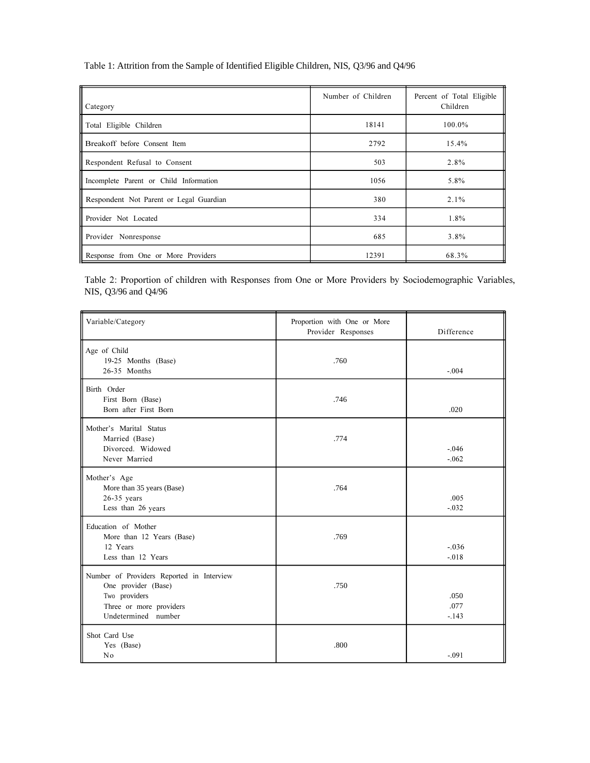Table 1: Attrition from the Sample of Identified Eligible Children, NIS, Q3/96 and Q4/96

| Category | Number of Children | Percent of Total Eligible Children |
|---|---|---|
| Total Eligible Children | 18141 | 100.0% |
| Breakoff before Consent Item | 2792 | 15.4% |
| Respondent Refusal to Consent | 503 | 2.8% |
| Incomplete Parent or Child Information | 1056 | 5.8% |
| Respondent Not Parent or Legal Guardian | 380 | 2.1% |
| Provider Not Located | 334 | 1.8% |
| Provider Nonresponse | 685 | 3.8% |
| Response from One or More Providers | 12391 | 68.3% |

Table 2: Proportion of children with Responses from One or More Providers by Sociodemographic Variables, NIS, Q3/96 and Q4/96

| Variable/Category | Proportion with One or More Provider Responses | Difference |
|---|---|---|
| Age of Child | | |
| 19-25 Months (Base) | .760 | |
| 26-35 Months | | -.004 |
| Birth Order | | |
| First Born (Base) | .746 | |
| Born after First Born | | .020 |
| Mother's Marital Status | | |
| Married (Base) | .774 | |
| Divorced. Widowed | | -.046 |
| Never Married | | -.062 |
| Mother's Age | | |
| More than 35 years (Base) | .764 | |
| 26-35 years | | .005 |
| Less than 26 years | | -.032 |
| Education of Mother | | |
| More than 12 Years (Base) | .769 | |
| 12 Years | | -.036 |
| Less than 12 Years | | -.018 |
| Number of Providers Reported in Interview | | |
| One provider (Base) | .750 | |
| Two providers | | .050 |
| Three or more providers | | .077 |
| Undetermined number | | -.143 |
| Shot Card Use | | |
| Yes (Base) | .800 | |
| No | | -.091 |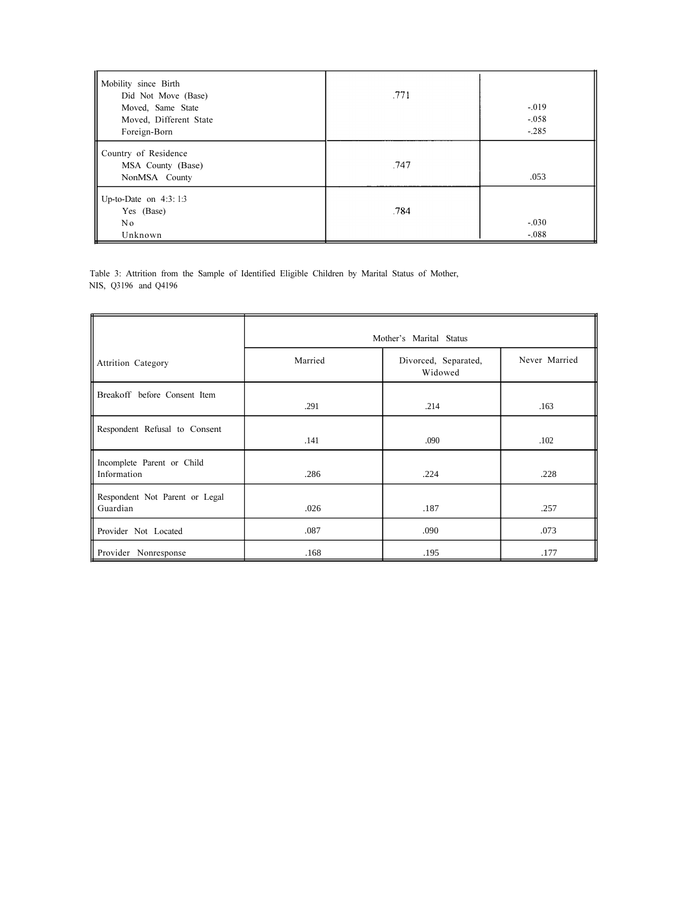| | | |
|---|---|---|
| Mobility since Birth | | |
| Did Not Move (Base) | .771 | |
| Moved, Same State | | -.019 |
| Moved, Different State | | -.058 |
| Foreign-Born | | -.285 |
| Country of Residence | | |
| MSA County (Base) | .747 | |
| NonMSA County | | .053 |
| Up-to-Date on 4:3:1:3 | | |
| Yes (Base) | .784 | |
| No | | -.030 |
| Unknown | | -.088 |

Table 3: Attrition from the Sample of Identified Eligible Children by Marital Status of Mother, NIS, Q3196 and Q4196

| | Mother's Marital Status | | |
|---|---|---|---|
| Attrition Category | Married | Divorced, Separated, Widowed | Never Married |
| Breakoff before Consent Item | .291 | .214 | .163 |
| Respondent Refusal to Consent | .141 | .090 | .102 |
| Incomplete Parent or Child Information | .286 | .224 | .228 |
| Respondent Not Parent or Legal Guardian | .026 | .187 | .257 |
| Provider Not Located | .087 | .090 | .073 |
| Provider Nonresponse | .168 | .195 | .177 |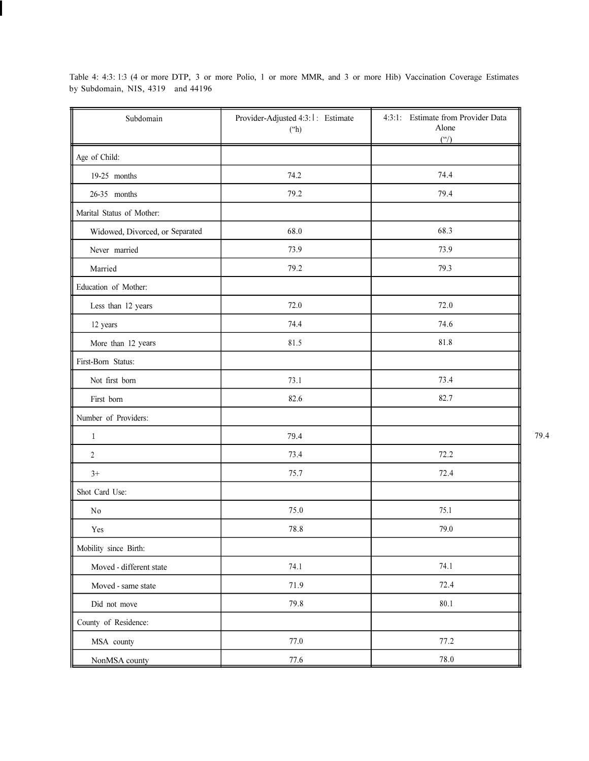Table 4: 4:3: l:3 (4 or more DTP, 3 or more Polio, 1 or more MMR, and 3 or more Hib) Vaccination Coverage Estimates by Subdomain, NIS, 4319 and 44196

| Subdomain | Provider-Adjusted 4:3:1: Estimate ("h) | 4:3:1: Estimate from Provider Data Alone ("/) |
|---|---|---|
| Age of Child: | | |
| 19-25 months | 74.2 | 74.4 |
| 26-35 months | 79.2 | 79.4 |
| Marital Status of Mother: | | |
| Widowed, Divorced, or Separated | 68.0 | 68.3 |
| Never married | 73.9 | 73.9 |
| Married | 79.2 | 79.3 |
| Education of Mother: | | |
| Less than 12 years | 72.0 | 72.0 |
| 12 years | 74.4 | 74.6 |
| More than 12 years | 81.5 | 81.8 |
| First-Born Status: | | |
| Not first born | 73.1 | 73.4 |
| First born | 82.6 | 82.7 |
| Number of Providers: | | |
| 1 | 79.4 | 79.4 |
| 2 | 73.4 | 72.2 |
| 3+ | 75.7 | 72.4 |
| Shot Card Use: | | |
| No | 75.0 | 75.1 |
| Yes | 78.8 | 79.0 |
| Mobility since Birth: | | |
| Moved - different state | 74.1 | 74.1 |
| Moved - same state | 71.9 | 72.4 |
| Did not move | 79.8 | 80.1 |
| County of Residence: | | |
| MSA county | 77.0 | 77.2 |
| NonMSA county | 77.6 | 78.0 |